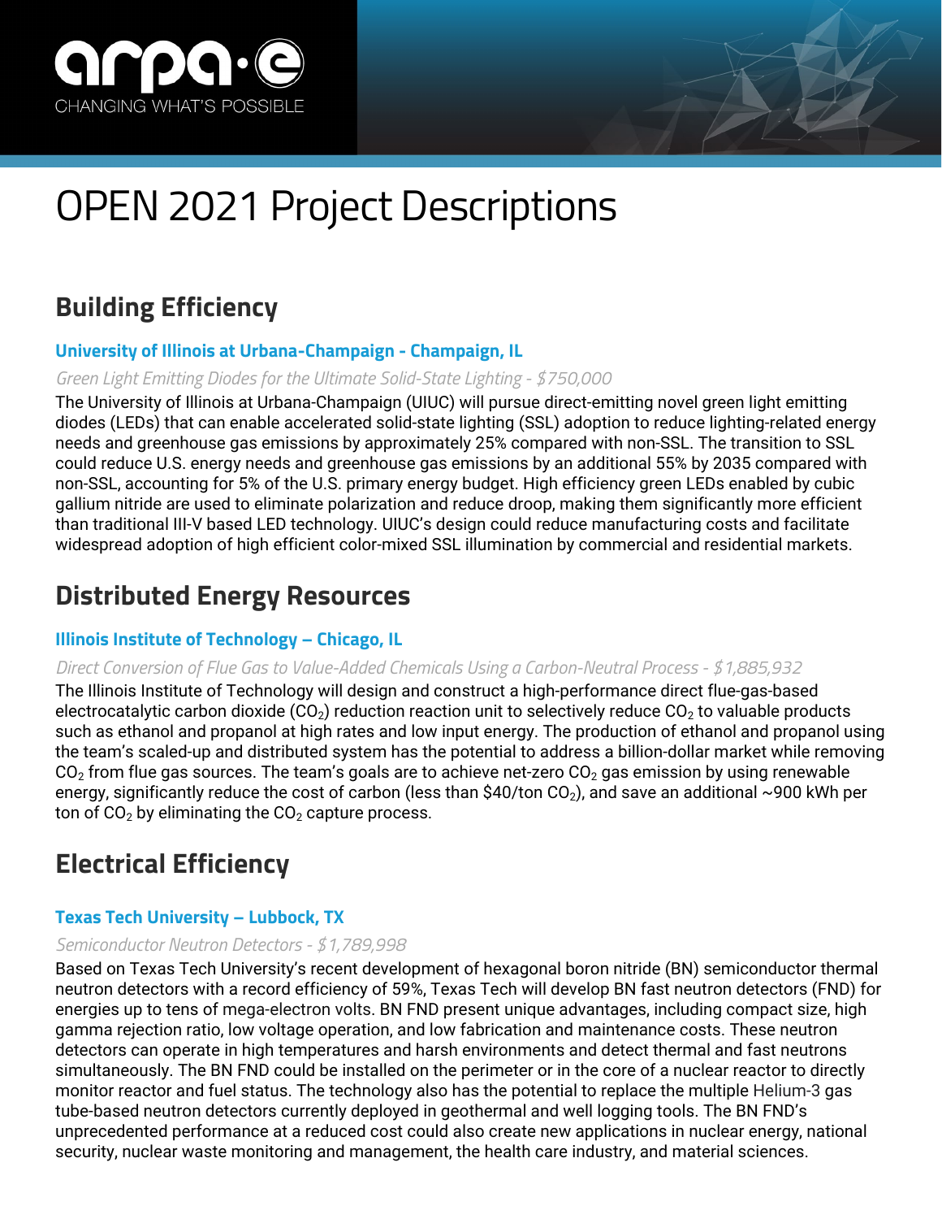# OPEN 2021 Project Descriptions

## Building Efficiency

### University of Illinois at Urbana-Champaign - Champaign, IL

*Green Light Emitting Diodes for the Ultimate Solid-State Lighting - $750,000*

The University of Illinois at Urbana-Champaign (UIUC) will pursue direct-emitting novel green light emitting diodes (LEDs) that can enable accelerated solid-state lighting (SSL) adoption to reduce lighting-related energy needs and greenhouse gas emissions by approximately 25% compared with non-SSL. The transition to SSL could reduce U.S. energy needs and greenhouse gas emissions by an additional 55% by 2035 compared with non-SSL, accounting for 5% of the U.S. primary energy budget. High efficiency green LEDs enabled by cubic gallium nitride are used to eliminate polarization and reduce droop, making them significantly more efficient than traditional III-V based LED technology. UIUC's design could reduce manufacturing costs and facilitate widespread adoption of high efficient color-mixed SSL illumination by commercial and residential markets.

## Distributed Energy Resources

### Illinois Institute of Technology – Chicago, IL

*Direct Conversion of Flue Gas to Value-Added Chemicals Using a Carbon-Neutral Process - $1,885,932*

The Illinois Institute of Technology will design and construct a high-performance direct flue-gas-based electrocatalytic carbon dioxide ($CO_2$) reduction reaction unit to selectively reduce $CO_2$ to valuable products such as ethanol and propanol at high rates and low input energy. The production of ethanol and propanol using the team's scaled-up and distributed system has the potential to address a billion-dollar market while removing $CO_2$ from flue gas sources. The team's goals are to achieve net-zero $CO_2$ gas emission by using renewable energy, significantly reduce the cost of carbon (less than $40/ton $CO_2$), and save an additional ~900 kWh per ton of $CO_2$ by eliminating the $CO_2$ capture process.

## Electrical Efficiency

### Texas Tech University – Lubbock, TX

*Semiconductor Neutron Detectors - $1,789,998*

Based on Texas Tech University's recent development of hexagonal boron nitride (BN) semiconductor thermal neutron detectors with a record efficiency of 59%, Texas Tech will develop BN fast neutron detectors (FND) for energies up to tens of mega-electron volts. BN FND present unique advantages, including compact size, high gamma rejection ratio, low voltage operation, and low fabrication and maintenance costs. These neutron detectors can operate in high temperatures and harsh environments and detect thermal and fast neutrons simultaneously. The BN FND could be installed on the perimeter or in the core of a nuclear reactor to directly monitor reactor and fuel status. The technology also has the potential to replace the multiple Helium-3 gas tube-based neutron detectors currently deployed in geothermal and well logging tools. The BN FND's unprecedented performance at a reduced cost could also create new applications in nuclear energy, national security, nuclear waste monitoring and management, the health care industry, and material sciences.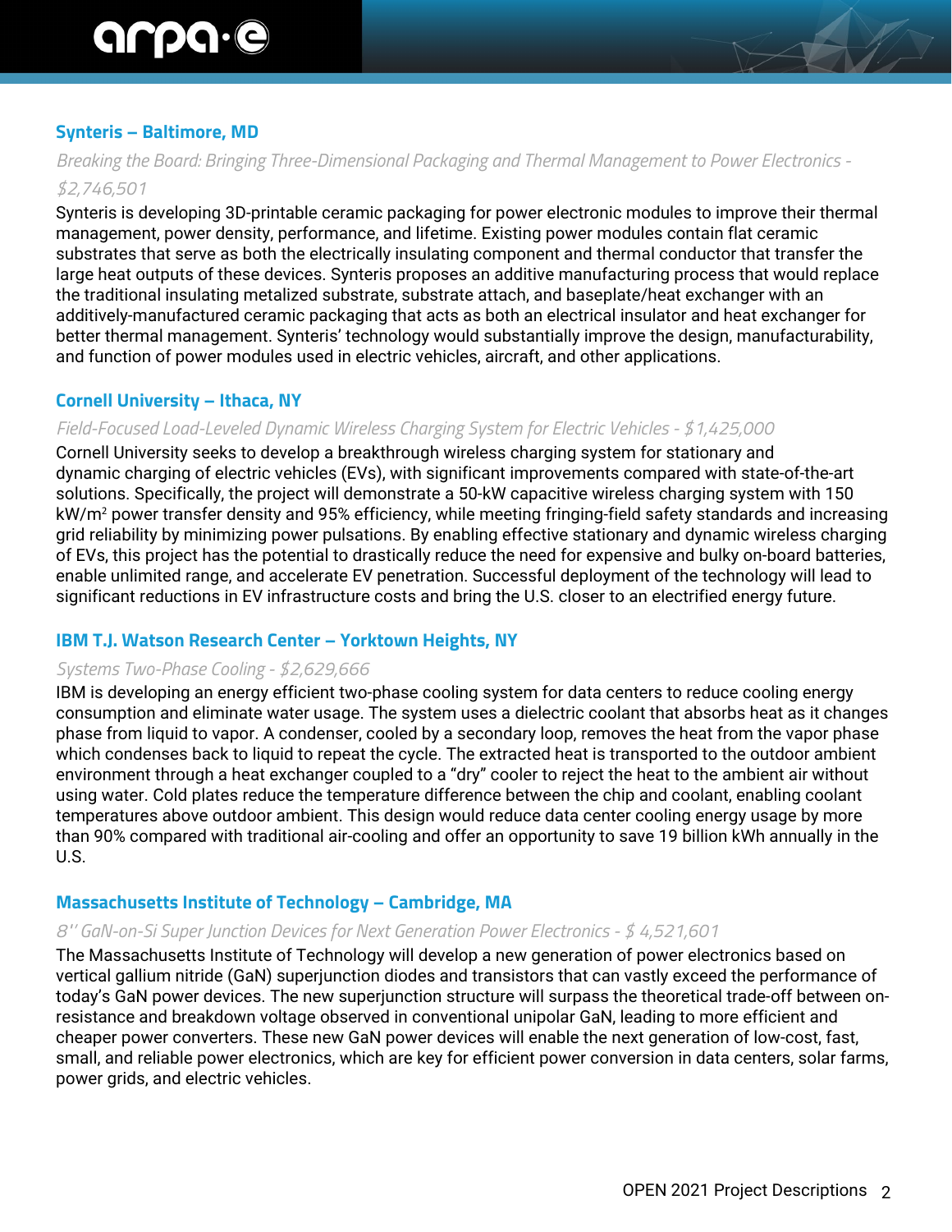### Synteris – Baltimore, MD

*Breaking the Board: Bringing Three-Dimensional Packaging and Thermal Management to Power Electronics - $2,746,501*

Synteris is developing 3D-printable ceramic packaging for power electronic modules to improve their thermal management, power density, performance, and lifetime. Existing power modules contain flat ceramic substrates that serve as both the electrically insulating component and thermal conductor that transfer the large heat outputs of these devices. Synteris proposes an additive manufacturing process that would replace the traditional insulating metalized substrate, substrate attach, and baseplate/heat exchanger with an additively-manufactured ceramic packaging that acts as both an electrical insulator and heat exchanger for better thermal management. Synteris' technology would substantially improve the design, manufacturability, and function of power modules used in electric vehicles, aircraft, and other applications.

### Cornell University – Ithaca, NY

*Field-Focused Load-Leveled Dynamic Wireless Charging System for Electric Vehicles - $1,425,000*

Cornell University seeks to develop a breakthrough wireless charging system for stationary and dynamic charging of electric vehicles (EVs), with significant improvements compared with state-of-the-art solutions. Specifically, the project will demonstrate a 50-kW capacitive wireless charging system with 150 kW/m$^2$ power transfer density and 95% efficiency, while meeting fringing-field safety standards and increasing grid reliability by minimizing power pulsations. By enabling effective stationary and dynamic wireless charging of EVs, this project has the potential to drastically reduce the need for expensive and bulky on-board batteries, enable unlimited range, and accelerate EV penetration. Successful deployment of the technology will lead to significant reductions in EV infrastructure costs and bring the U.S. closer to an electrified energy future.

### IBM T.J. Watson Research Center – Yorktown Heights, NY

*Systems Two-Phase Cooling - $2,629,666*

IBM is developing an energy efficient two-phase cooling system for data centers to reduce cooling energy consumption and eliminate water usage. The system uses a dielectric coolant that absorbs heat as it changes phase from liquid to vapor. A condenser, cooled by a secondary loop, removes the heat from the vapor phase which condenses back to liquid to repeat the cycle. The extracted heat is transported to the outdoor ambient environment through a heat exchanger coupled to a "dry" cooler to reject the heat to the ambient air without using water. Cold plates reduce the temperature difference between the chip and coolant, enabling coolant temperatures above outdoor ambient. This design would reduce data center cooling energy usage by more than 90% compared with traditional air-cooling and offer an opportunity to save 19 billion kWh annually in the U.S.

### Massachusetts Institute of Technology – Cambridge, MA

*8'' GaN-on-Si Super Junction Devices for Next Generation Power Electronics - $ 4,521,601*

The Massachusetts Institute of Technology will develop a new generation of power electronics based on vertical gallium nitride (GaN) superjunction diodes and transistors that can vastly exceed the performance of today's GaN power devices. The new superjunction structure will surpass the theoretical trade-off between on-resistance and breakdown voltage observed in conventional unipolar GaN, leading to more efficient and cheaper power converters. These new GaN power devices will enable the next generation of low-cost, fast, small, and reliable power electronics, which are key for efficient power conversion in data centers, solar farms, power grids, and electric vehicles.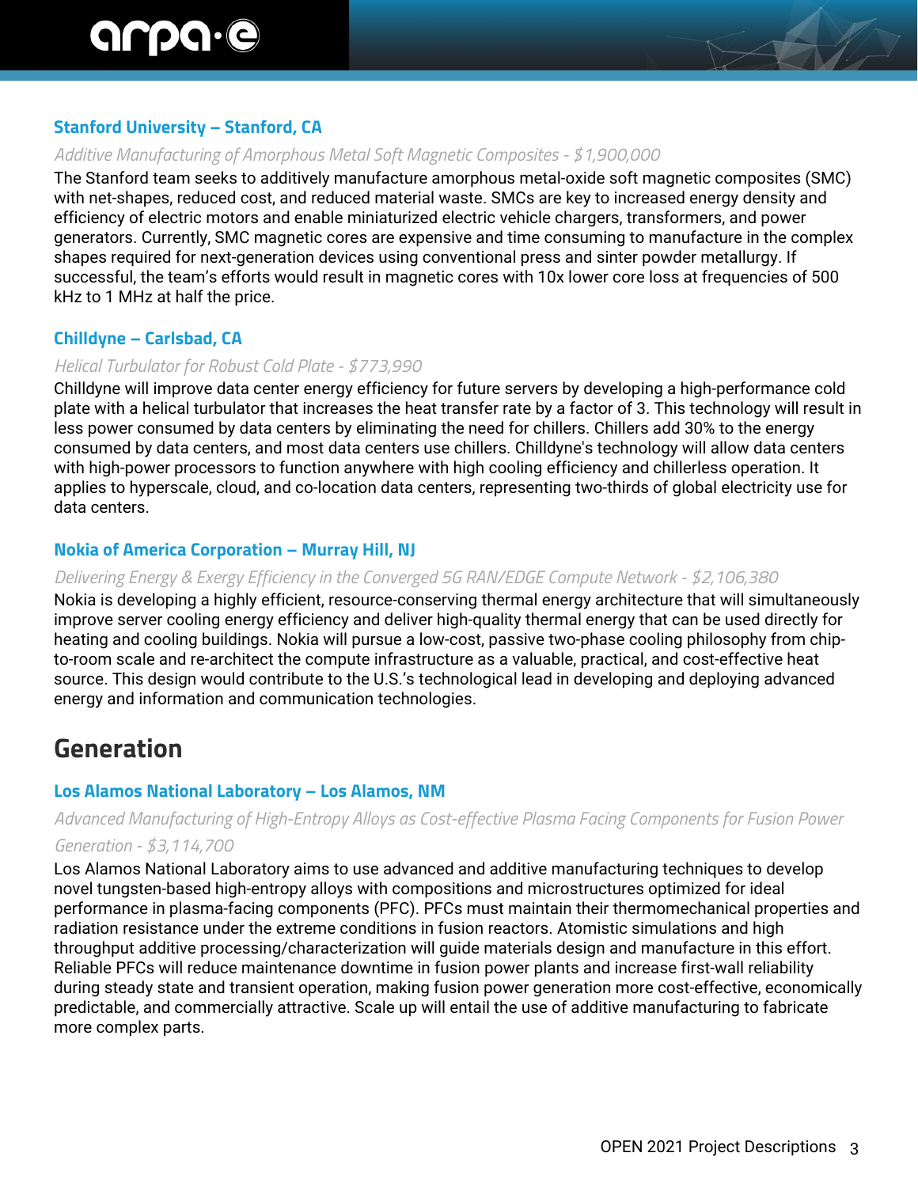### Stanford University – Stanford, CA

*Additive Manufacturing of Amorphous Metal Soft Magnetic Composites - $1,900,000*

The Stanford team seeks to additively manufacture amorphous metal-oxide soft magnetic composites (SMC) with net-shapes, reduced cost, and reduced material waste. SMCs are key to increased energy density and efficiency of electric motors and enable miniaturized electric vehicle chargers, transformers, and power generators. Currently, SMC magnetic cores are expensive and time consuming to manufacture in the complex shapes required for next-generation devices using conventional press and sinter powder metallurgy. If successful, the team's efforts would result in magnetic cores with 10x lower core loss at frequencies of 500 kHz to 1 MHz at half the price.

### Chilldyne – Carlsbad, CA

*Helical Turbulator for Robust Cold Plate - $773,990*

Chilldyne will improve data center energy efficiency for future servers by developing a high-performance cold plate with a helical turbulator that increases the heat transfer rate by a factor of 3. This technology will result in less power consumed by data centers by eliminating the need for chillers. Chillers add 30% to the energy consumed by data centers, and most data centers use chillers. Chilldyne's technology will allow data centers with high-power processors to function anywhere with high cooling efficiency and chillerless operation. It applies to hyperscale, cloud, and co-location data centers, representing two-thirds of global electricity use for data centers.

### Nokia of America Corporation – Murray Hill, NJ

*Delivering Energy & Exergy Efficiency in the Converged 5G RAN/EDGE Compute Network - $2,106,380*

Nokia is developing a highly efficient, resource-conserving thermal energy architecture that will simultaneously improve server cooling energy efficiency and deliver high-quality thermal energy that can be used directly for heating and cooling buildings. Nokia will pursue a low-cost, passive two-phase cooling philosophy from chip-to-room scale and re-architect the compute infrastructure as a valuable, practical, and cost-effective heat source. This design would contribute to the U.S.'s technological lead in developing and deploying advanced energy and information and communication technologies.

## Generation

### Los Alamos National Laboratory – Los Alamos, NM

*Advanced Manufacturing of High-Entropy Alloys as Cost-effective Plasma Facing Components for Fusion Power Generation - $3,114,700*

Los Alamos National Laboratory aims to use advanced and additive manufacturing techniques to develop novel tungsten-based high-entropy alloys with compositions and microstructures optimized for ideal performance in plasma-facing components (PFC). PFCs must maintain their thermomechanical properties and radiation resistance under the extreme conditions in fusion reactors. Atomistic simulations and high throughput additive processing/characterization will guide materials design and manufacture in this effort. Reliable PFCs will reduce maintenance downtime in fusion power plants and increase first-wall reliability during steady state and transient operation, making fusion power generation more cost-effective, economically predictable, and commercially attractive. Scale up will entail the use of additive manufacturing to fabricate more complex parts.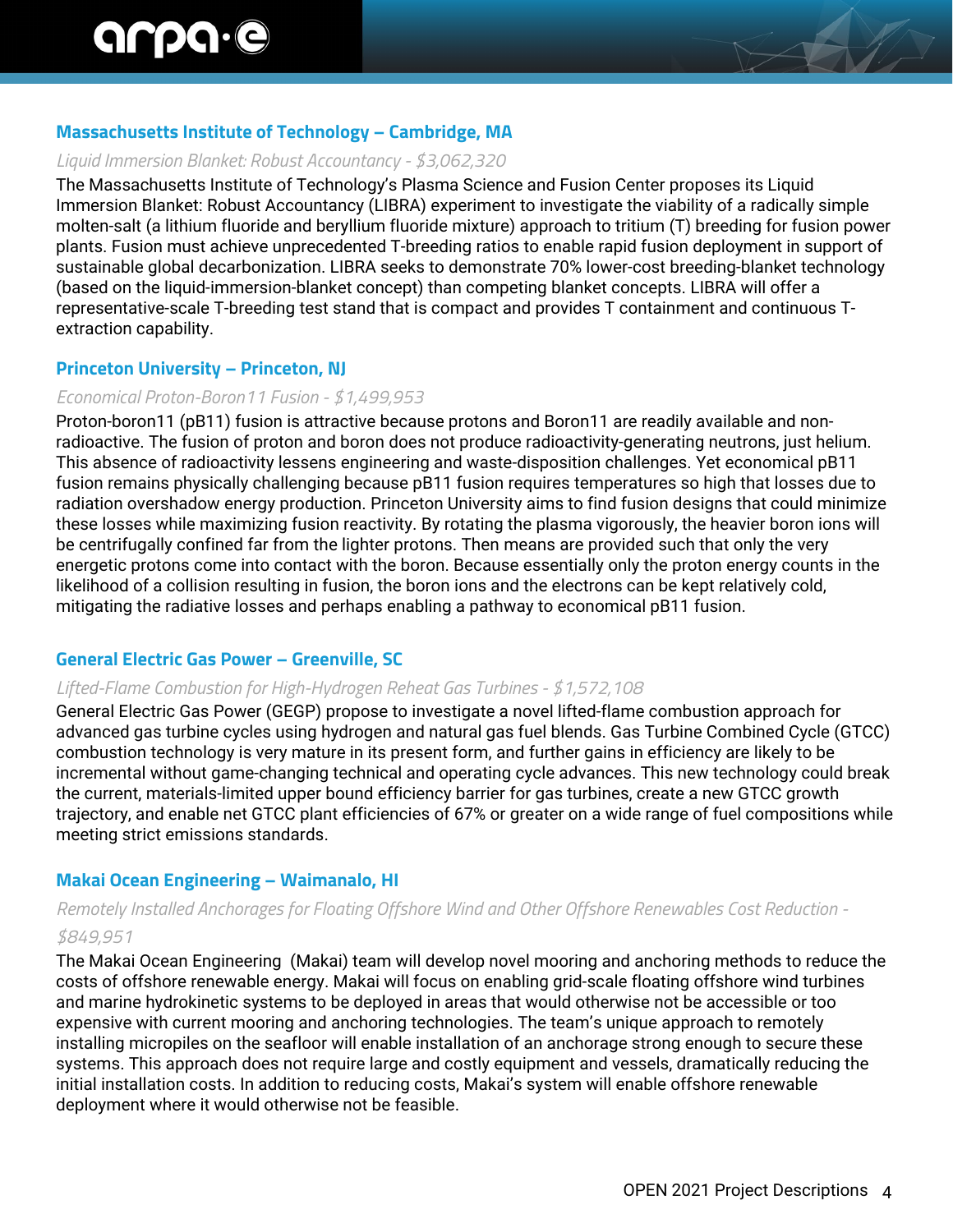### Massachusetts Institute of Technology – Cambridge, MA

*Liquid Immersion Blanket: Robust Accountancy - $3,062,320*

The Massachusetts Institute of Technology's Plasma Science and Fusion Center proposes its Liquid Immersion Blanket: Robust Accountancy (LIBRA) experiment to investigate the viability of a radically simple molten-salt (a lithium fluoride and beryllium fluoride mixture) approach to tritium (T) breeding for fusion power plants. Fusion must achieve unprecedented T-breeding ratios to enable rapid fusion deployment in support of sustainable global decarbonization. LIBRA seeks to demonstrate 70% lower-cost breeding-blanket technology (based on the liquid-immersion-blanket concept) than competing blanket concepts. LIBRA will offer a representative-scale T-breeding test stand that is compact and provides T containment and continuous T-extraction capability.

### Princeton University – Princeton, NJ

*Economical Proton-Boron11 Fusion - $1,499,953*

Proton-boron11 (pB11) fusion is attractive because protons and Boron11 are readily available and non-radioactive. The fusion of proton and boron does not produce radioactivity-generating neutrons, just helium. This absence of radioactivity lessens engineering and waste-disposition challenges. Yet economical pB11 fusion remains physically challenging because pB11 fusion requires temperatures so high that losses due to radiation overshadow energy production. Princeton University aims to find fusion designs that could minimize these losses while maximizing fusion reactivity. By rotating the plasma vigorously, the heavier boron ions will be centrifugally confined far from the lighter protons. Then means are provided such that only the very energetic protons come into contact with the boron. Because essentially only the proton energy counts in the likelihood of a collision resulting in fusion, the boron ions and the electrons can be kept relatively cold, mitigating the radiative losses and perhaps enabling a pathway to economical pB11 fusion.

### General Electric Gas Power – Greenville, SC

*Lifted-Flame Combustion for High-Hydrogen Reheat Gas Turbines - $1,572,108*

General Electric Gas Power (GEGP) propose to investigate a novel lifted-flame combustion approach for advanced gas turbine cycles using hydrogen and natural gas fuel blends. Gas Turbine Combined Cycle (GTCC) combustion technology is very mature in its present form, and further gains in efficiency are likely to be incremental without game-changing technical and operating cycle advances. This new technology could break the current, materials-limited upper bound efficiency barrier for gas turbines, create a new GTCC growth trajectory, and enable net GTCC plant efficiencies of 67% or greater on a wide range of fuel compositions while meeting strict emissions standards.

### Makai Ocean Engineering – Waimanalo, HI

*Remotely Installed Anchorages for Floating Offshore Wind and Other Offshore Renewables Cost Reduction - $849,951*

The Makai Ocean Engineering (Makai) team will develop novel mooring and anchoring methods to reduce the costs of offshore renewable energy. Makai will focus on enabling grid-scale floating offshore wind turbines and marine hydrokinetic systems to be deployed in areas that would otherwise not be accessible or too expensive with current mooring and anchoring technologies. The team's unique approach to remotely installing micropiles on the seafloor will enable installation of an anchorage strong enough to secure these systems. This approach does not require large and costly equipment and vessels, dramatically reducing the initial installation costs. In addition to reducing costs, Makai's system will enable offshore renewable deployment where it would otherwise not be feasible.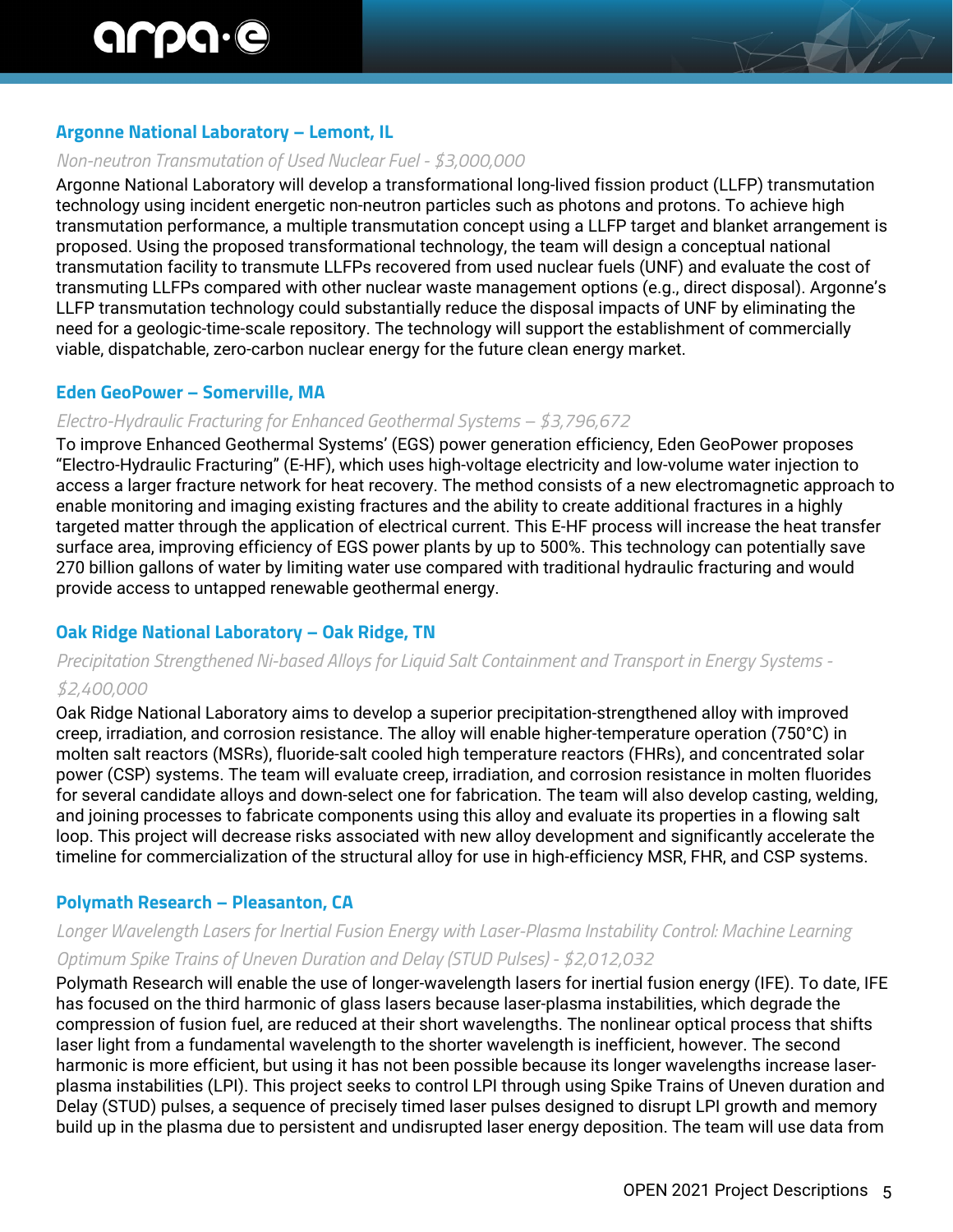### Argonne National Laboratory – Lemont, IL

*Non-neutron Transmutation of Used Nuclear Fuel - $3,000,000*

Argonne National Laboratory will develop a transformational long-lived fission product (LLFP) transmutation technology using incident energetic non-neutron particles such as photons and protons. To achieve high transmutation performance, a multiple transmutation concept using a LLFP target and blanket arrangement is proposed. Using the proposed transformational technology, the team will design a conceptual national transmutation facility to transmute LLFPs recovered from used nuclear fuels (UNF) and evaluate the cost of transmuting LLFPs compared with other nuclear waste management options (e.g., direct disposal). Argonne's LLFP transmutation technology could substantially reduce the disposal impacts of UNF by eliminating the need for a geologic-time-scale repository. The technology will support the establishment of commercially viable, dispatchable, zero-carbon nuclear energy for the future clean energy market.

### Eden GeoPower – Somerville, MA

*Electro-Hydraulic Fracturing for Enhanced Geothermal Systems – $3,796,672*

To improve Enhanced Geothermal Systems' (EGS) power generation efficiency, Eden GeoPower proposes "Electro-Hydraulic Fracturing" (E-HF), which uses high-voltage electricity and low-volume water injection to access a larger fracture network for heat recovery. The method consists of a new electromagnetic approach to enable monitoring and imaging existing fractures and the ability to create additional fractures in a highly targeted matter through the application of electrical current. This E-HF process will increase the heat transfer surface area, improving efficiency of EGS power plants by up to 500%. This technology can potentially save 270 billion gallons of water by limiting water use compared with traditional hydraulic fracturing and would provide access to untapped renewable geothermal energy.

### Oak Ridge National Laboratory – Oak Ridge, TN

*Precipitation Strengthened Ni-based Alloys for Liquid Salt Containment and Transport in Energy Systems - $2,400,000*

Oak Ridge National Laboratory aims to develop a superior precipitation-strengthened alloy with improved creep, irradiation, and corrosion resistance. The alloy will enable higher-temperature operation (750°C) in molten salt reactors (MSRs), fluoride-salt cooled high temperature reactors (FHRs), and concentrated solar power (CSP) systems. The team will evaluate creep, irradiation, and corrosion resistance in molten fluorides for several candidate alloys and down-select one for fabrication. The team will also develop casting, welding, and joining processes to fabricate components using this alloy and evaluate its properties in a flowing salt loop. This project will decrease risks associated with new alloy development and significantly accelerate the timeline for commercialization of the structural alloy for use in high-efficiency MSR, FHR, and CSP systems.

### Polymath Research – Pleasanton, CA

*Longer Wavelength Lasers for Inertial Fusion Energy with Laser-Plasma Instability Control: Machine Learning Optimum Spike Trains of Uneven Duration and Delay (STUD Pulses) - $2,012,032*

Polymath Research will enable the use of longer-wavelength lasers for inertial fusion energy (IFE). To date, IFE has focused on the third harmonic of glass lasers because laser-plasma instabilities, which degrade the compression of fusion fuel, are reduced at their short wavelengths. The nonlinear optical process that shifts laser light from a fundamental wavelength to the shorter wavelength is inefficient, however. The second harmonic is more efficient, but using it has not been possible because its longer wavelengths increase laser-plasma instabilities (LPI). This project seeks to control LPI through using Spike Trains of Uneven duration and Delay (STUD) pulses, a sequence of precisely timed laser pulses designed to disrupt LPI growth and memory build up in the plasma due to persistent and undisrupted laser energy deposition. The team will use data from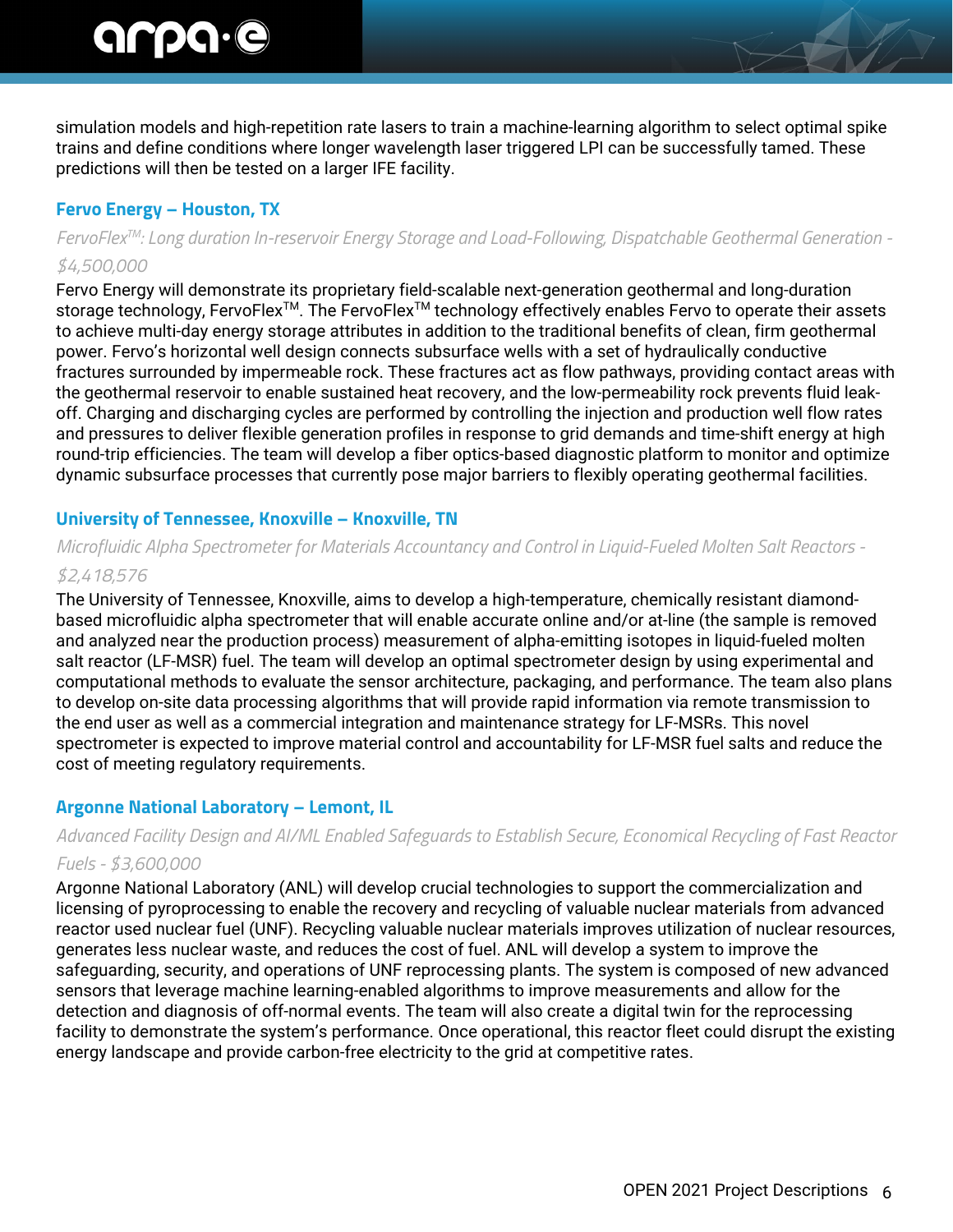simulation models and high-repetition rate lasers to train a machine-learning algorithm to select optimal spike trains and define conditions where longer wavelength laser triggered LPI can be successfully tamed. These predictions will then be tested on a larger IFE facility.

### Fervo Energy – Houston, TX

*FervoFlex™: Long duration In-reservoir Energy Storage and Load-Following, Dispatchable Geothermal Generation - $4,500,000*

Fervo Energy will demonstrate its proprietary field-scalable next-generation geothermal and long-duration storage technology, FervoFlex™. The FervoFlex™ technology effectively enables Fervo to operate their assets to achieve multi-day energy storage attributes in addition to the traditional benefits of clean, firm geothermal power. Fervo's horizontal well design connects subsurface wells with a set of hydraulically conductive fractures surrounded by impermeable rock. These fractures act as flow pathways, providing contact areas with the geothermal reservoir to enable sustained heat recovery, and the low-permeability rock prevents fluid leak-off. Charging and discharging cycles are performed by controlling the injection and production well flow rates and pressures to deliver flexible generation profiles in response to grid demands and time-shift energy at high round-trip efficiencies. The team will develop a fiber optics-based diagnostic platform to monitor and optimize dynamic subsurface processes that currently pose major barriers to flexibly operating geothermal facilities.

### University of Tennessee, Knoxville – Knoxville, TN

*Microfluidic Alpha Spectrometer for Materials Accountancy and Control in Liquid-Fueled Molten Salt Reactors - $2,418,576*

The University of Tennessee, Knoxville, aims to develop a high-temperature, chemically resistant diamond-based microfluidic alpha spectrometer that will enable accurate online and/or at-line (the sample is removed and analyzed near the production process) measurement of alpha-emitting isotopes in liquid-fueled molten salt reactor (LF-MSR) fuel. The team will develop an optimal spectrometer design by using experimental and computational methods to evaluate the sensor architecture, packaging, and performance. The team also plans to develop on-site data processing algorithms that will provide rapid information via remote transmission to the end user as well as a commercial integration and maintenance strategy for LF-MSRs. This novel spectrometer is expected to improve material control and accountability for LF-MSR fuel salts and reduce the cost of meeting regulatory requirements.

### Argonne National Laboratory – Lemont, IL

*Advanced Facility Design and AI/ML Enabled Safeguards to Establish Secure, Economical Recycling of Fast Reactor Fuels - $3,600,000*

Argonne National Laboratory (ANL) will develop crucial technologies to support the commercialization and licensing of pyroprocessing to enable the recovery and recycling of valuable nuclear materials from advanced reactor used nuclear fuel (UNF). Recycling valuable nuclear materials improves utilization of nuclear resources, generates less nuclear waste, and reduces the cost of fuel. ANL will develop a system to improve the safeguarding, security, and operations of UNF reprocessing plants. The system is composed of new advanced sensors that leverage machine learning-enabled algorithms to improve measurements and allow for the detection and diagnosis of off-normal events. The team will also create a digital twin for the reprocessing facility to demonstrate the system's performance. Once operational, this reactor fleet could disrupt the existing energy landscape and provide carbon-free electricity to the grid at competitive rates.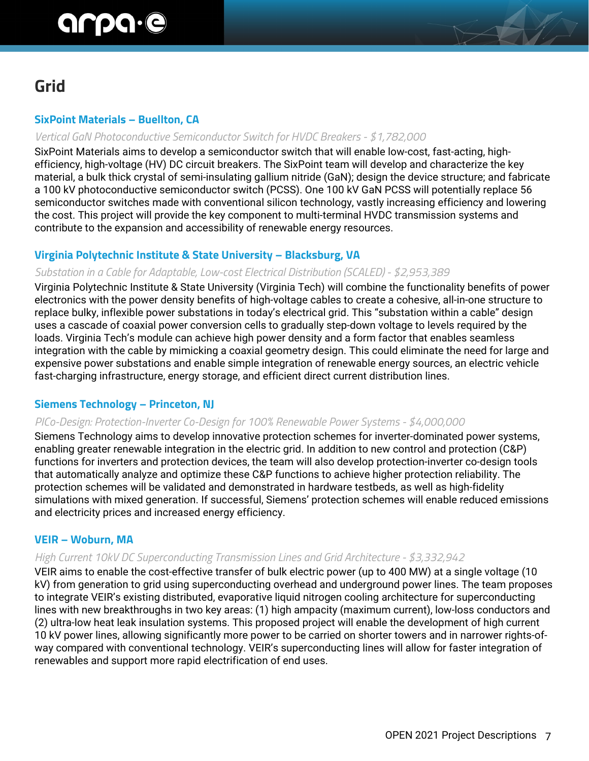# Grid

### SixPoint Materials – Buellton, CA

*Vertical GaN Photoconductive Semiconductor Switch for HVDC Breakers - $1,782,000*

SixPoint Materials aims to develop a semiconductor switch that will enable low-cost, fast-acting, high-efficiency, high-voltage (HV) DC circuit breakers. The SixPoint team will develop and characterize the key material, a bulk thick crystal of semi-insulating gallium nitride (GaN); design the device structure; and fabricate a 100 kV photoconductive semiconductor switch (PCSS). One 100 kV GaN PCSS will potentially replace 56 semiconductor switches made with conventional silicon technology, vastly increasing efficiency and lowering the cost. This project will provide the key component to multi-terminal HVDC transmission systems and contribute to the expansion and accessibility of renewable energy resources.

### Virginia Polytechnic Institute & State University – Blacksburg, VA

*Substation in a Cable for Adaptable, Low-cost Electrical Distribution (SCALED) - $2,953,389*

Virginia Polytechnic Institute & State University (Virginia Tech) will combine the functionality benefits of power electronics with the power density benefits of high-voltage cables to create a cohesive, all-in-one structure to replace bulky, inflexible power substations in today's electrical grid. This "substation within a cable" design uses a cascade of coaxial power conversion cells to gradually step-down voltage to levels required by the loads. Virginia Tech's module can achieve high power density and a form factor that enables seamless integration with the cable by mimicking a coaxial geometry design. This could eliminate the need for large and expensive power substations and enable simple integration of renewable energy sources, an electric vehicle fast-charging infrastructure, energy storage, and efficient direct current distribution lines.

### Siemens Technology – Princeton, NJ

*PICo-Design: Protection-Inverter Co-Design for 100% Renewable Power Systems - $4,000,000*

Siemens Technology aims to develop innovative protection schemes for inverter-dominated power systems, enabling greater renewable integration in the electric grid. In addition to new control and protection (C&P) functions for inverters and protection devices, the team will also develop protection-inverter co-design tools that automatically analyze and optimize these C&P functions to achieve higher protection reliability. The protection schemes will be validated and demonstrated in hardware testbeds, as well as high-fidelity simulations with mixed generation. If successful, Siemens' protection schemes will enable reduced emissions and electricity prices and increased energy efficiency.

### VEIR – Woburn, MA

*High Current 10kV DC Superconducting Transmission Lines and Grid Architecture - $3,332,942*

VEIR aims to enable the cost-effective transfer of bulk electric power (up to 400 MW) at a single voltage (10 kV) from generation to grid using superconducting overhead and underground power lines. The team proposes to integrate VEIR's existing distributed, evaporative liquid nitrogen cooling architecture for superconducting lines with new breakthroughs in two key areas: (1) high ampacity (maximum current), low-loss conductors and (2) ultra-low heat leak insulation systems. This proposed project will enable the development of high current 10 kV power lines, allowing significantly more power to be carried on shorter towers and in narrower rights-of-way compared with conventional technology. VEIR's superconducting lines will allow for faster integration of renewables and support more rapid electrification of end uses.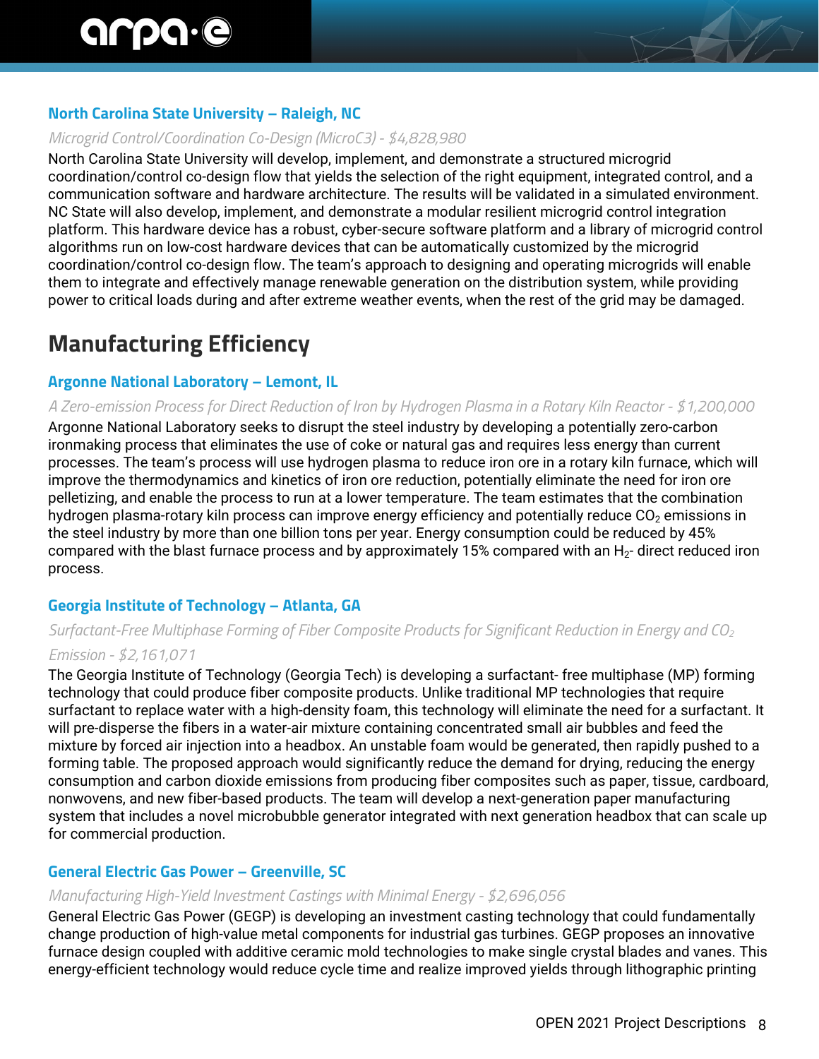### North Carolina State University – Raleigh, NC

*Microgrid Control/Coordination Co-Design (MicroC3) - $4,828,980*

North Carolina State University will develop, implement, and demonstrate a structured microgrid coordination/control co-design flow that yields the selection of the right equipment, integrated control, and a communication software and hardware architecture. The results will be validated in a simulated environment. NC State will also develop, implement, and demonstrate a modular resilient microgrid control integration platform. This hardware device has a robust, cyber-secure software platform and a library of microgrid control algorithms run on low-cost hardware devices that can be automatically customized by the microgrid coordination/control co-design flow. The team's approach to designing and operating microgrids will enable them to integrate and effectively manage renewable generation on the distribution system, while providing power to critical loads during and after extreme weather events, when the rest of the grid may be damaged.

## Manufacturing Efficiency

### Argonne National Laboratory – Lemont, IL

*A Zero-emission Process for Direct Reduction of Iron by Hydrogen Plasma in a Rotary Kiln Reactor - $1,200,000*

Argonne National Laboratory seeks to disrupt the steel industry by developing a potentially zero-carbon ironmaking process that eliminates the use of coke or natural gas and requires less energy than current processes. The team's process will use hydrogen plasma to reduce iron ore in a rotary kiln furnace, which will improve the thermodynamics and kinetics of iron ore reduction, potentially eliminate the need for iron ore pelletizing, and enable the process to run at a lower temperature. The team estimates that the combination hydrogen plasma-rotary kiln process can improve energy efficiency and potentially reduce $CO_2$ emissions in the steel industry by more than one billion tons per year. Energy consumption could be reduced by 45% compared with the blast furnace process and by approximately 15% compared with an $H_2$- direct reduced iron process.

### Georgia Institute of Technology – Atlanta, GA

*Surfactant-Free Multiphase Forming of Fiber Composite Products for Significant Reduction in Energy and $CO_2$ Emission - $2,161,071*

The Georgia Institute of Technology (Georgia Tech) is developing a surfactant- free multiphase (MP) forming technology that could produce fiber composite products. Unlike traditional MP technologies that require surfactant to replace water with a high-density foam, this technology will eliminate the need for a surfactant. It will pre-disperse the fibers in a water-air mixture containing concentrated small air bubbles and feed the mixture by forced air injection into a headbox. An unstable foam would be generated, then rapidly pushed to a forming table. The proposed approach would significantly reduce the demand for drying, reducing the energy consumption and carbon dioxide emissions from producing fiber composites such as paper, tissue, cardboard, nonwovens, and new fiber-based products. The team will develop a next-generation paper manufacturing system that includes a novel microbubble generator integrated with next generation headbox that can scale up for commercial production.

### General Electric Gas Power – Greenville, SC

*Manufacturing High-Yield Investment Castings with Minimal Energy - $2,696,056*

General Electric Gas Power (GEGP) is developing an investment casting technology that could fundamentally change production of high-value metal components for industrial gas turbines. GEGP proposes an innovative furnace design coupled with additive ceramic mold technologies to make single crystal blades and vanes. This energy-efficient technology would reduce cycle time and realize improved yields through lithographic printing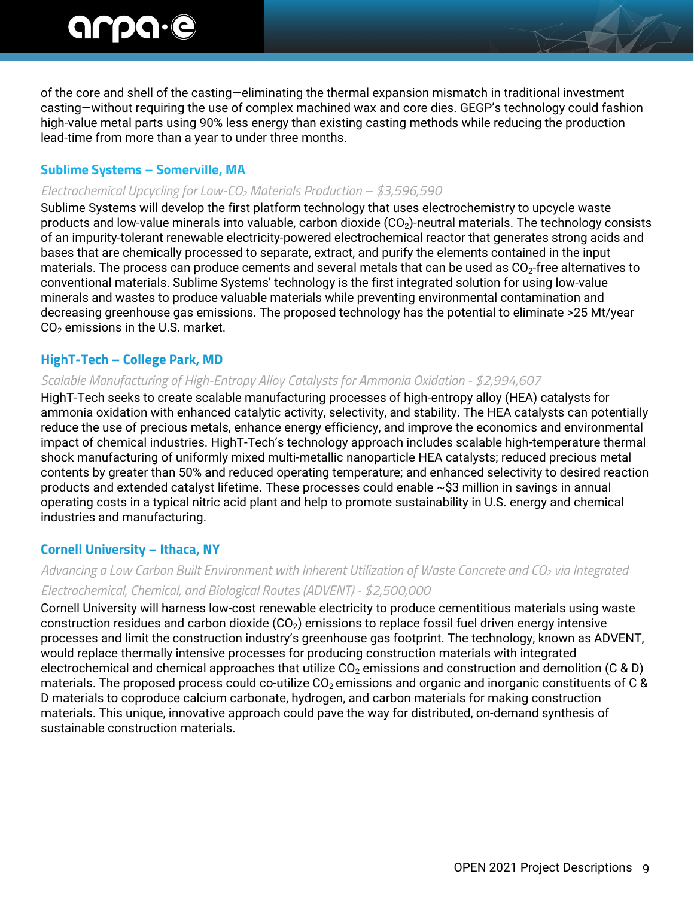of the core and shell of the casting—eliminating the thermal expansion mismatch in traditional investment casting—without requiring the use of complex machined wax and core dies. GEGP's technology could fashion high-value metal parts using 90% less energy than existing casting methods while reducing the production lead-time from more than a year to under three months.

### Sublime Systems – Somerville, MA

*Electrochemical Upcycling for Low-$CO_2$ Materials Production – $3,596,590*

Sublime Systems will develop the first platform technology that uses electrochemistry to upcycle waste products and low-value minerals into valuable, carbon dioxide ($CO_2$)-neutral materials. The technology consists of an impurity-tolerant renewable electricity-powered electrochemical reactor that generates strong acids and bases that are chemically processed to separate, extract, and purify the elements contained in the input materials. The process can produce cements and several metals that can be used as $CO_2$-free alternatives to conventional materials. Sublime Systems' technology is the first integrated solution for using low-value minerals and wastes to produce valuable materials while preventing environmental contamination and decreasing greenhouse gas emissions. The proposed technology has the potential to eliminate >25 Mt/year $CO_2$ emissions in the U.S. market.

### HighT-Tech – College Park, MD

*Scalable Manufacturing of High-Entropy Alloy Catalysts for Ammonia Oxidation - $2,994,607*

HighT-Tech seeks to create scalable manufacturing processes of high-entropy alloy (HEA) catalysts for ammonia oxidation with enhanced catalytic activity, selectivity, and stability. The HEA catalysts can potentially reduce the use of precious metals, enhance energy efficiency, and improve the economics and environmental impact of chemical industries. HighT-Tech's technology approach includes scalable high-temperature thermal shock manufacturing of uniformly mixed multi-metallic nanoparticle HEA catalysts; reduced precious metal contents by greater than 50% and reduced operating temperature; and enhanced selectivity to desired reaction products and extended catalyst lifetime. These processes could enable ~$3 million in savings in annual operating costs in a typical nitric acid plant and help to promote sustainability in U.S. energy and chemical industries and manufacturing.

### Cornell University – Ithaca, NY

*Advancing a Low Carbon Built Environment with Inherent Utilization of Waste Concrete and $CO_2$ via Integrated Electrochemical, Chemical, and Biological Routes (ADVENT) - $2,500,000*

Cornell University will harness low-cost renewable electricity to produce cementitious materials using waste construction residues and carbon dioxide ($CO_2$) emissions to replace fossil fuel driven energy intensive processes and limit the construction industry's greenhouse gas footprint. The technology, known as ADVENT, would replace thermally intensive processes for producing construction materials with integrated electrochemical and chemical approaches that utilize $CO_2$ emissions and construction and demolition (C & D) materials. The proposed process could co-utilize $CO_2$ emissions and organic and inorganic constituents of C & D materials to coproduce calcium carbonate, hydrogen, and carbon materials for making construction materials. This unique, innovative approach could pave the way for distributed, on-demand synthesis of sustainable construction materials.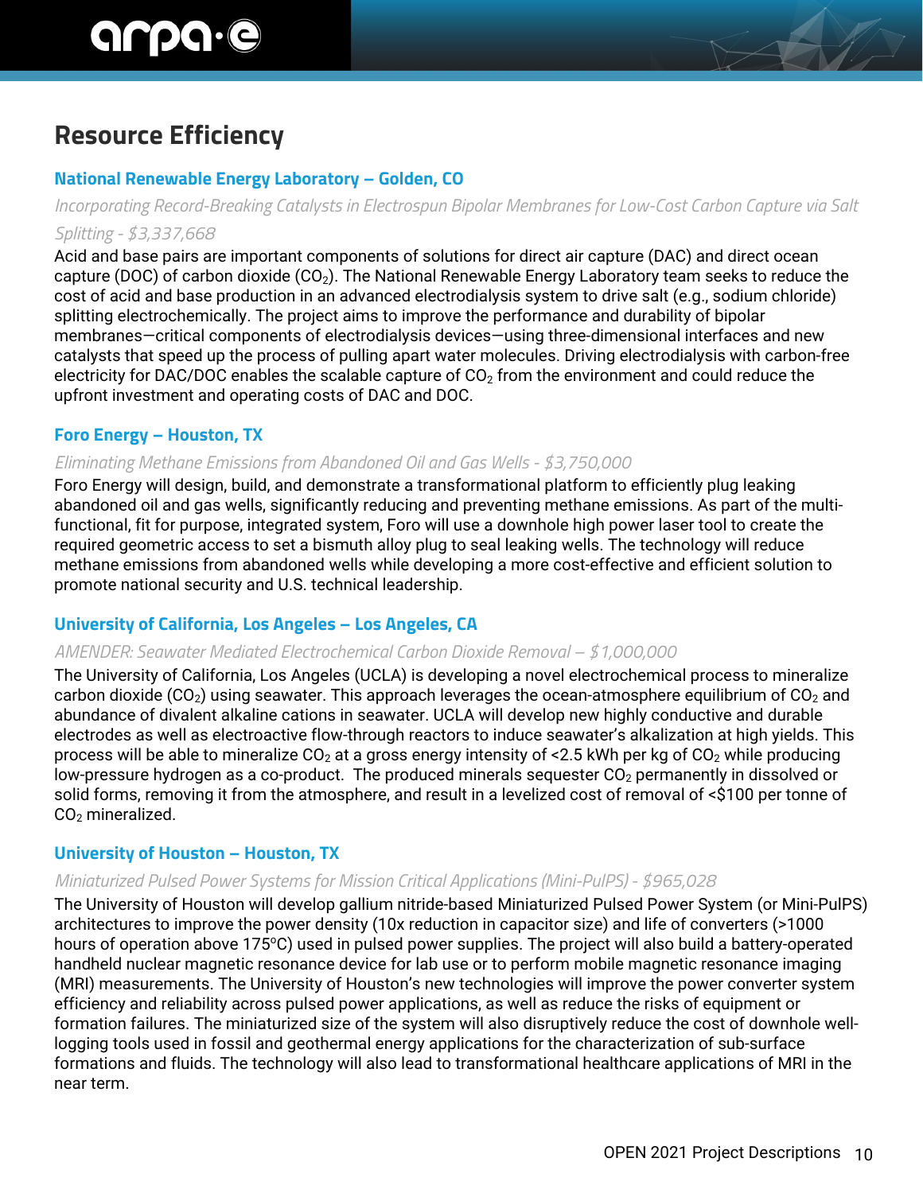## Resource Efficiency

### National Renewable Energy Laboratory – Golden, CO

*Incorporating Record-Breaking Catalysts in Electrospun Bipolar Membranes for Low-Cost Carbon Capture via Salt Splitting - $3,337,668*

Acid and base pairs are important components of solutions for direct air capture (DAC) and direct ocean capture (DOC) of carbon dioxide ($CO_2$). The National Renewable Energy Laboratory team seeks to reduce the cost of acid and base production in an advanced electrodialysis system to drive salt (e.g., sodium chloride) splitting electrochemically. The project aims to improve the performance and durability of bipolar membranes—critical components of electrodialysis devices—using three-dimensional interfaces and new catalysts that speed up the process of pulling apart water molecules. Driving electrodialysis with carbon-free electricity for DAC/DOC enables the scalable capture of $CO_2$ from the environment and could reduce the upfront investment and operating costs of DAC and DOC.

### Foro Energy – Houston, TX

*Eliminating Methane Emissions from Abandoned Oil and Gas Wells - $3,750,000*

Foro Energy will design, build, and demonstrate a transformational platform to efficiently plug leaking abandoned oil and gas wells, significantly reducing and preventing methane emissions. As part of the multi-functional, fit for purpose, integrated system, Foro will use a downhole high power laser tool to create the required geometric access to set a bismuth alloy plug to seal leaking wells. The technology will reduce methane emissions from abandoned wells while developing a more cost-effective and efficient solution to promote national security and U.S. technical leadership.

### University of California, Los Angeles – Los Angeles, CA

*AMENDER: Seawater Mediated Electrochemical Carbon Dioxide Removal – $1,000,000*

The University of California, Los Angeles (UCLA) is developing a novel electrochemical process to mineralize carbon dioxide ($CO_2$) using seawater. This approach leverages the ocean-atmosphere equilibrium of $CO_2$ and abundance of divalent alkaline cations in seawater. UCLA will develop new highly conductive and durable electrodes as well as electroactive flow-through reactors to induce seawater's alkalization at high yields. This process will be able to mineralize $CO_2$ at a gross energy intensity of <2.5 kWh per kg of $CO_2$ while producing low-pressure hydrogen as a co-product. The produced minerals sequester $CO_2$ permanently in dissolved or solid forms, removing it from the atmosphere, and result in a levelized cost of removal of <$100 per tonne of $CO_2$ mineralized.

### University of Houston – Houston, TX

*Miniaturized Pulsed Power Systems for Mission Critical Applications (Mini-PulPS) - $965,028*

The University of Houston will develop gallium nitride-based Miniaturized Pulsed Power System (or Mini-PulPS) architectures to improve the power density (10x reduction in capacitor size) and life of converters (>1000 hours of operation above 175°C) used in pulsed power supplies. The project will also build a battery-operated handheld nuclear magnetic resonance device for lab use or to perform mobile magnetic resonance imaging (MRI) measurements. The University of Houston's new technologies will improve the power converter system efficiency and reliability across pulsed power applications, as well as reduce the risks of equipment or formation failures. The miniaturized size of the system will also disruptively reduce the cost of downhole well-logging tools used in fossil and geothermal energy applications for the characterization of sub-surface formations and fluids. The technology will also lead to transformational healthcare applications of MRI in the near term.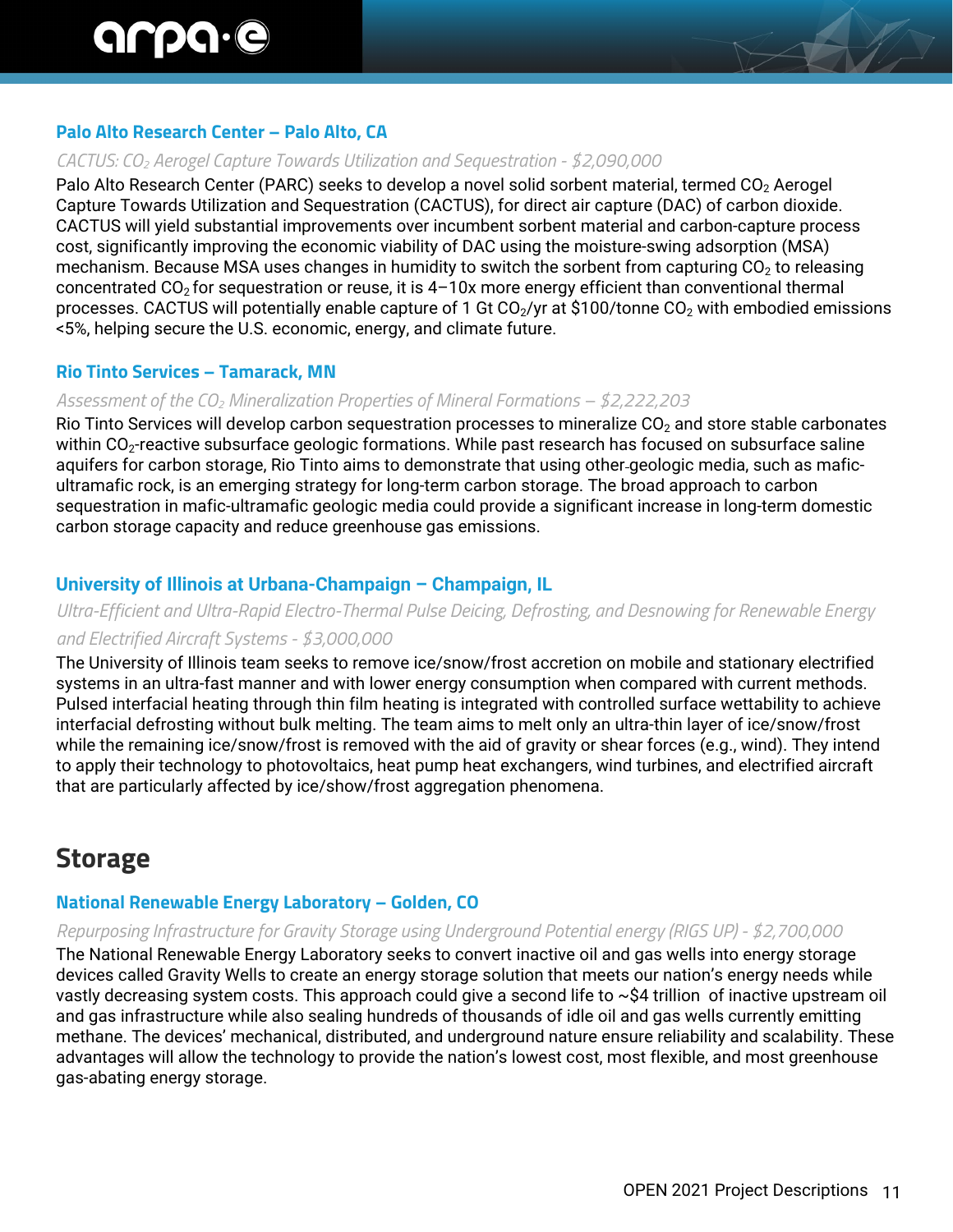### Palo Alto Research Center – Palo Alto, CA

*CACTUS: $CO_2$ Aerogel Capture Towards Utilization and Sequestration - $2,090,000*

Palo Alto Research Center (PARC) seeks to develop a novel solid sorbent material, termed $CO_2$ Aerogel Capture Towards Utilization and Sequestration (CACTUS), for direct air capture (DAC) of carbon dioxide. CACTUS will yield substantial improvements over incumbent sorbent material and carbon-capture process cost, significantly improving the economic viability of DAC using the moisture-swing adsorption (MSA) mechanism. Because MSA uses changes in humidity to switch the sorbent from capturing $CO_2$ to releasing concentrated $CO_2$ for sequestration or reuse, it is 4–10x more energy efficient than conventional thermal processes. CACTUS will potentially enable capture of 1 Gt $CO_2$/yr at $100/tonne $CO_2$ with embodied emissions <5%, helping secure the U.S. economic, energy, and climate future.

### Rio Tinto Services – Tamarack, MN

*Assessment of the $CO_2$ Mineralization Properties of Mineral Formations – $2,222,203*

Rio Tinto Services will develop carbon sequestration processes to mineralize $CO_2$ and store stable carbonates within $CO_2$-reactive subsurface geologic formations. While past research has focused on subsurface saline aquifers for carbon storage, Rio Tinto aims to demonstrate that using other geologic media, such as mafic-ultramafic rock, is an emerging strategy for long-term carbon storage. The broad approach to carbon sequestration in mafic-ultramafic geologic media could provide a significant increase in long-term domestic carbon storage capacity and reduce greenhouse gas emissions.

### University of Illinois at Urbana-Champaign – Champaign, IL

*Ultra-Efficient and Ultra-Rapid Electro-Thermal Pulse Deicing, Defrosting, and Desnowing for Renewable Energy and Electrified Aircraft Systems - $3,000,000*

The University of Illinois team seeks to remove ice/snow/frost accretion on mobile and stationary electrified systems in an ultra-fast manner and with lower energy consumption when compared with current methods. Pulsed interfacial heating through thin film heating is integrated with controlled surface wettability to achieve interfacial defrosting without bulk melting. The team aims to melt only an ultra-thin layer of ice/snow/frost while the remaining ice/snow/frost is removed with the aid of gravity or shear forces (e.g., wind). They intend to apply their technology to photovoltaics, heat pump heat exchangers, wind turbines, and electrified aircraft that are particularly affected by ice/show/frost aggregation phenomena.

## Storage

### National Renewable Energy Laboratory – Golden, CO

*Repurposing Infrastructure for Gravity Storage using Underground Potential energy (RIGS UP) - $2,700,000*

The National Renewable Energy Laboratory seeks to convert inactive oil and gas wells into energy storage devices called Gravity Wells to create an energy storage solution that meets our nation's energy needs while vastly decreasing system costs. This approach could give a second life to ~$4 trillion of inactive upstream oil and gas infrastructure while also sealing hundreds of thousands of idle oil and gas wells currently emitting methane. The devices' mechanical, distributed, and underground nature ensure reliability and scalability. These advantages will allow the technology to provide the nation's lowest cost, most flexible, and most greenhouse gas-abating energy storage.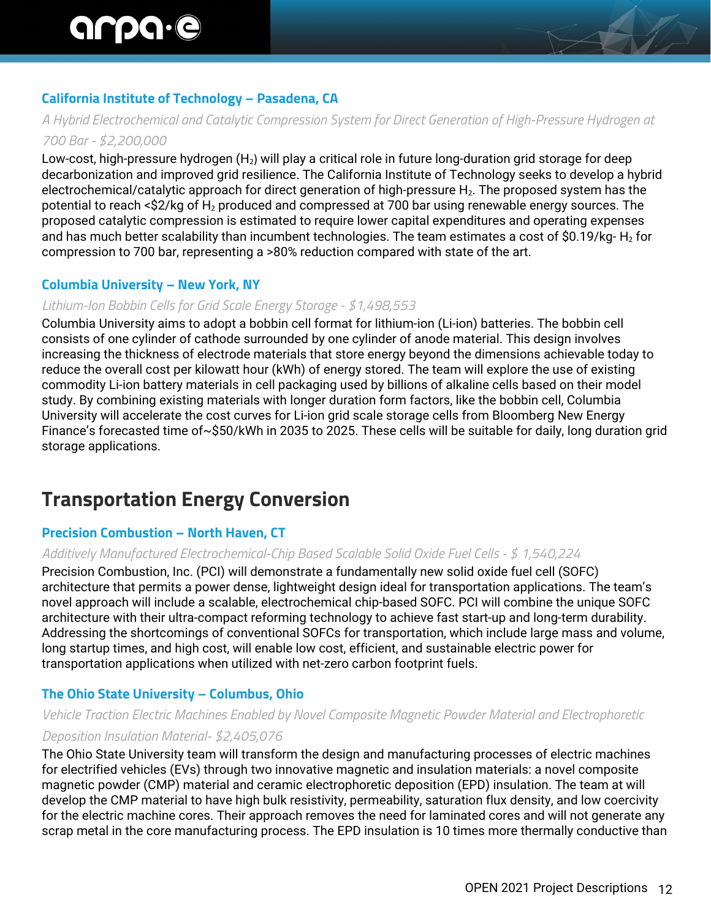### California Institute of Technology – Pasadena, CA

*A Hybrid Electrochemical and Catalytic Compression System for Direct Generation of High-Pressure Hydrogen at 700 Bar - $2,200,000*

Low-cost, high-pressure hydrogen ($H_2$) will play a critical role in future long-duration grid storage for deep decarbonization and improved grid resilience. The California Institute of Technology seeks to develop a hybrid electrochemical/catalytic approach for direct generation of high-pressure $H_2$. The proposed system has the potential to reach <$2/kg of $H_2$ produced and compressed at 700 bar using renewable energy sources. The proposed catalytic compression is estimated to require lower capital expenditures and operating expenses and has much better scalability than incumbent technologies. The team estimates a cost of $0.19/kg- $H_2$ for compression to 700 bar, representing a >80% reduction compared with state of the art.

### Columbia University – New York, NY

*Lithium-Ion Bobbin Cells for Grid Scale Energy Storage - $1,498,553*

Columbia University aims to adopt a bobbin cell format for lithium-ion (Li-ion) batteries. The bobbin cell consists of one cylinder of cathode surrounded by one cylinder of anode material. This design involves increasing the thickness of electrode materials that store energy beyond the dimensions achievable today to reduce the overall cost per kilowatt hour (kWh) of energy stored. The team will explore the use of existing commodity Li-ion battery materials in cell packaging used by billions of alkaline cells based on their model study. By combining existing materials with longer duration form factors, like the bobbin cell, Columbia University will accelerate the cost curves for Li-ion grid scale storage cells from Bloomberg New Energy Finance's forecasted time of~$50/kWh in 2035 to 2025. These cells will be suitable for daily, long duration grid storage applications.

## Transportation Energy Conversion

### Precision Combustion – North Haven, CT

*Additively Manufactured Electrochemical-Chip Based Scalable Solid Oxide Fuel Cells - $ 1,540,224*

Precision Combustion, Inc. (PCI) will demonstrate a fundamentally new solid oxide fuel cell (SOFC) architecture that permits a power dense, lightweight design ideal for transportation applications. The team's novel approach will include a scalable, electrochemical chip-based SOFC. PCI will combine the unique SOFC architecture with their ultra-compact reforming technology to achieve fast start-up and long-term durability. Addressing the shortcomings of conventional SOFCs for transportation, which include large mass and volume, long startup times, and high cost, will enable low cost, efficient, and sustainable electric power for transportation applications when utilized with net-zero carbon footprint fuels.

### The Ohio State University – Columbus, Ohio

*Vehicle Traction Electric Machines Enabled by Novel Composite Magnetic Powder Material and Electrophoretic Deposition Insulation Material- $2,405,076*

The Ohio State University team will transform the design and manufacturing processes of electric machines for electrified vehicles (EVs) through two innovative magnetic and insulation materials: a novel composite magnetic powder (CMP) material and ceramic electrophoretic deposition (EPD) insulation. The team at will develop the CMP material to have high bulk resistivity, permeability, saturation flux density, and low coercivity for the electric machine cores. Their approach removes the need for laminated cores and will not generate any scrap metal in the core manufacturing process. The EPD insulation is 10 times more thermally conductive than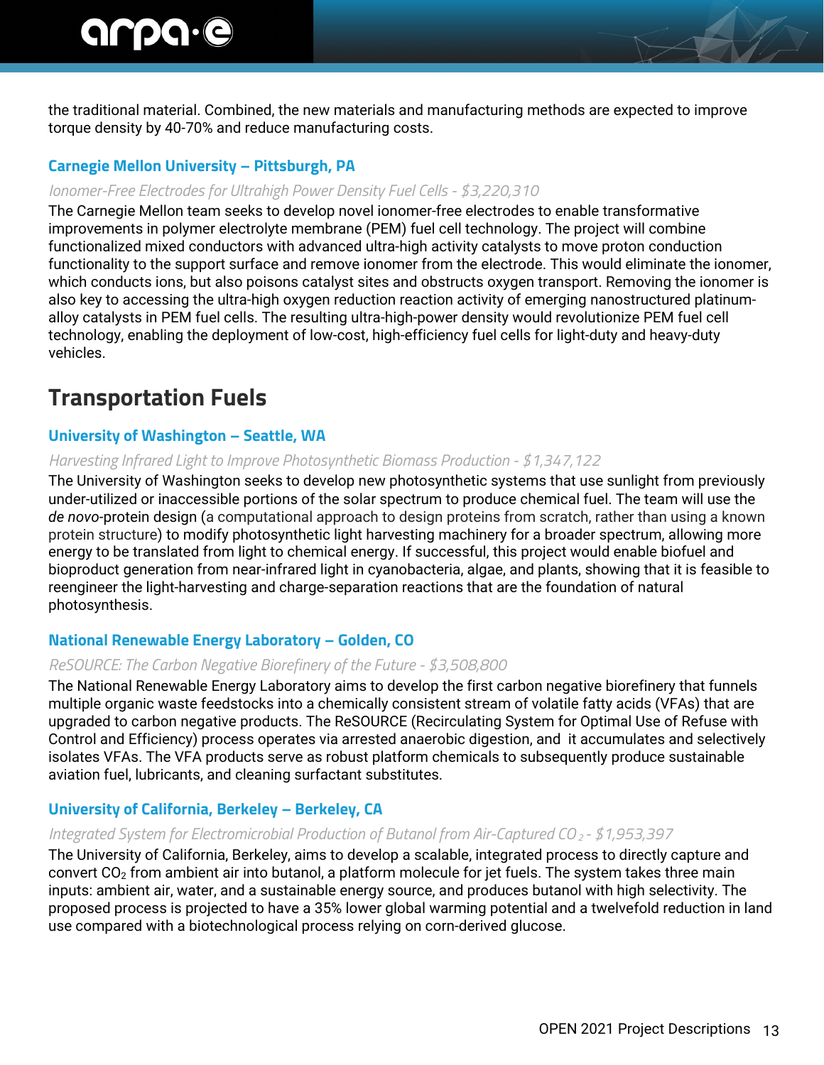the traditional material. Combined, the new materials and manufacturing methods are expected to improve torque density by 40-70% and reduce manufacturing costs.

### Carnegie Mellon University – Pittsburgh, PA

*Ionomer-Free Electrodes for Ultrahigh Power Density Fuel Cells - $3,220,310*

The Carnegie Mellon team seeks to develop novel ionomer-free electrodes to enable transformative improvements in polymer electrolyte membrane (PEM) fuel cell technology. The project will combine functionalized mixed conductors with advanced ultra-high activity catalysts to move proton conduction functionality to the support surface and remove ionomer from the electrode. This would eliminate the ionomer, which conducts ions, but also poisons catalyst sites and obstructs oxygen transport. Removing the ionomer is also key to accessing the ultra-high oxygen reduction reaction activity of emerging nanostructured platinum-alloy catalysts in PEM fuel cells. The resulting ultra-high-power density would revolutionize PEM fuel cell technology, enabling the deployment of low-cost, high-efficiency fuel cells for light-duty and heavy-duty vehicles.

## Transportation Fuels

### University of Washington – Seattle, WA

*Harvesting Infrared Light to Improve Photosynthetic Biomass Production - $1,347,122*

The University of Washington seeks to develop new photosynthetic systems that use sunlight from previously under-utilized or inaccessible portions of the solar spectrum to produce chemical fuel. The team will use the *de novo*-protein design (a computational approach to design proteins from scratch, rather than using a known protein structure) to modify photosynthetic light harvesting machinery for a broader spectrum, allowing more energy to be translated from light to chemical energy. If successful, this project would enable biofuel and bioproduct generation from near-infrared light in cyanobacteria, algae, and plants, showing that it is feasible to reengineer the light-harvesting and charge-separation reactions that are the foundation of natural photosynthesis.

### National Renewable Energy Laboratory – Golden, CO

*ReSOURCE: The Carbon Negative Biorefinery of the Future - $3,508,800*

The National Renewable Energy Laboratory aims to develop the first carbon negative biorefinery that funnels multiple organic waste feedstocks into a chemically consistent stream of volatile fatty acids (VFAs) that are upgraded to carbon negative products. The ReSOURCE (Recirculating System for Optimal Use of Refuse with Control and Efficiency) process operates via arrested anaerobic digestion, and it accumulates and selectively isolates VFAs. The VFA products serve as robust platform chemicals to subsequently produce sustainable aviation fuel, lubricants, and cleaning surfactant substitutes.

### University of California, Berkeley – Berkeley, CA

*Integrated System for Electromicrobial Production of Butanol from Air-Captured $CO_2$ - $1,953,397*

The University of California, Berkeley, aims to develop a scalable, integrated process to directly capture and convert $CO_2$ from ambient air into butanol, a platform molecule for jet fuels. The system takes three main inputs: ambient air, water, and a sustainable energy source, and produces butanol with high selectivity. The proposed process is projected to have a 35% lower global warming potential and a twelvefold reduction in land use compared with a biotechnological process relying on corn-derived glucose.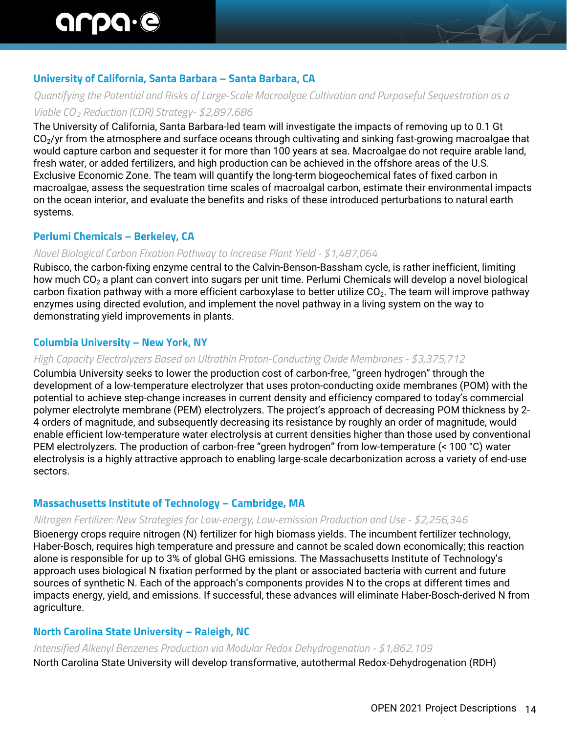### University of California, Santa Barbara – Santa Barbara, CA

*Quantifying the Potential and Risks of Large-Scale Macroalgae Cultivation and Purposeful Sequestration as a Viable $CO_2$ Reduction (CDR) Strategy- $2,897,686*

The University of California, Santa Barbara-led team will investigate the impacts of removing up to 0.1 Gt $CO_2$/yr from the atmosphere and surface oceans through cultivating and sinking fast-growing macroalgae that would capture carbon and sequester it for more than 100 years at sea. Macroalgae do not require arable land, fresh water, or added fertilizers, and high production can be achieved in the offshore areas of the U.S. Exclusive Economic Zone. The team will quantify the long-term biogeochemical fates of fixed carbon in macroalgae, assess the sequestration time scales of macroalgal carbon, estimate their environmental impacts on the ocean interior, and evaluate the benefits and risks of these introduced perturbations to natural earth systems.

### Perlumi Chemicals – Berkeley, CA

*Novel Biological Carbon Fixation Pathway to Increase Plant Yield - $1,487,064*

Rubisco, the carbon-fixing enzyme central to the Calvin-Benson-Bassham cycle, is rather inefficient, limiting how much $CO_2$ a plant can convert into sugars per unit time. Perlumi Chemicals will develop a novel biological carbon fixation pathway with a more efficient carboxylase to better utilize $CO_2$. The team will improve pathway enzymes using directed evolution, and implement the novel pathway in a living system on the way to demonstrating yield improvements in plants.

### Columbia University – New York, NY

*High Capacity Electrolyzers Based on Ultrathin Proton-Conducting Oxide Membranes - $3,375,712*

Columbia University seeks to lower the production cost of carbon-free, "green hydrogen" through the development of a low-temperature electrolyzer that uses proton-conducting oxide membranes (POM) with the potential to achieve step-change increases in current density and efficiency compared to today's commercial polymer electrolyte membrane (PEM) electrolyzers. The project's approach of decreasing POM thickness by 2-4 orders of magnitude, and subsequently decreasing its resistance by roughly an order of magnitude, would enable efficient low-temperature water electrolysis at current densities higher than those used by conventional PEM electrolyzers. The production of carbon-free "green hydrogen" from low-temperature (< 100 °C) water electrolysis is a highly attractive approach to enabling large-scale decarbonization across a variety of end-use sectors.

### Massachusetts Institute of Technology – Cambridge, MA

*Nitrogen Fertilizer: New Strategies for Low-energy, Low-emission Production and Use - $2,256,346*

Bioenergy crops require nitrogen (N) fertilizer for high biomass yields. The incumbent fertilizer technology, Haber-Bosch, requires high temperature and pressure and cannot be scaled down economically; this reaction alone is responsible for up to 3% of global GHG emissions. The Massachusetts Institute of Technology's approach uses biological N fixation performed by the plant or associated bacteria with current and future sources of synthetic N. Each of the approach's components provides N to the crops at different times and impacts energy, yield, and emissions. If successful, these advances will eliminate Haber-Bosch-derived N from agriculture.

### North Carolina State University – Raleigh, NC

*Intensified Alkenyl Benzenes Production via Modular Redox Dehydrogenation - $1,862,109*

North Carolina State University will develop transformative, autothermal Redox-Dehydrogenation (RDH)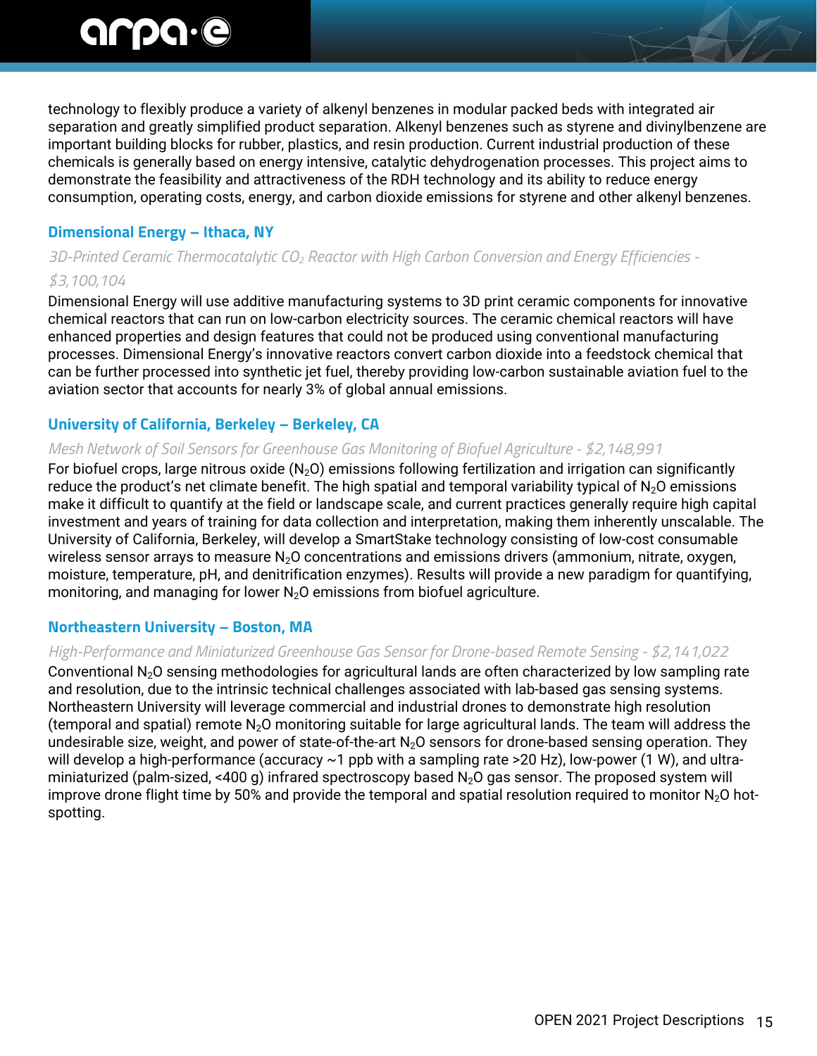technology to flexibly produce a variety of alkenyl benzenes in modular packed beds with integrated air separation and greatly simplified product separation. Alkenyl benzenes such as styrene and divinylbenzene are important building blocks for rubber, plastics, and resin production. Current industrial production of these chemicals is generally based on energy intensive, catalytic dehydrogenation processes. This project aims to demonstrate the feasibility and attractiveness of the RDH technology and its ability to reduce energy consumption, operating costs, energy, and carbon dioxide emissions for styrene and other alkenyl benzenes.

### Dimensional Energy – Ithaca, NY

*3D-Printed Ceramic Thermocatalytic $CO_2$ Reactor with High Carbon Conversion and Energy Efficiencies - $3,100,104*

Dimensional Energy will use additive manufacturing systems to 3D print ceramic components for innovative chemical reactors that can run on low-carbon electricity sources. The ceramic chemical reactors will have enhanced properties and design features that could not be produced using conventional manufacturing processes. Dimensional Energy's innovative reactors convert carbon dioxide into a feedstock chemical that can be further processed into synthetic jet fuel, thereby providing low-carbon sustainable aviation fuel to the aviation sector that accounts for nearly 3% of global annual emissions.

### University of California, Berkeley – Berkeley, CA

*Mesh Network of Soil Sensors for Greenhouse Gas Monitoring of Biofuel Agriculture - $2,148,991*

For biofuel crops, large nitrous oxide ($N_2O$) emissions following fertilization and irrigation can significantly reduce the product's net climate benefit. The high spatial and temporal variability typical of $N_2O$ emissions make it difficult to quantify at the field or landscape scale, and current practices generally require high capital investment and years of training for data collection and interpretation, making them inherently unscalable. The University of California, Berkeley, will develop a SmartStake technology consisting of low-cost consumable wireless sensor arrays to measure $N_2O$ concentrations and emissions drivers (ammonium, nitrate, oxygen, moisture, temperature, pH, and denitrification enzymes). Results will provide a new paradigm for quantifying, monitoring, and managing for lower $N_2O$ emissions from biofuel agriculture.

### Northeastern University – Boston, MA

*High-Performance and Miniaturized Greenhouse Gas Sensor for Drone-based Remote Sensing - $2,141,022*

Conventional $N_2O$ sensing methodologies for agricultural lands are often characterized by low sampling rate and resolution, due to the intrinsic technical challenges associated with lab-based gas sensing systems. Northeastern University will leverage commercial and industrial drones to demonstrate high resolution (temporal and spatial) remote $N_2O$ monitoring suitable for large agricultural lands. The team will address the undesirable size, weight, and power of state-of-the-art $N_2O$ sensors for drone-based sensing operation. They will develop a high-performance (accuracy ~1 ppb with a sampling rate >20 Hz), low-power (1 W), and ultra-miniaturized (palm-sized, <400 g) infrared spectroscopy based $N_2O$ gas sensor. The proposed system will improve drone flight time by 50% and provide the temporal and spatial resolution required to monitor $N_2O$ hot-spotting.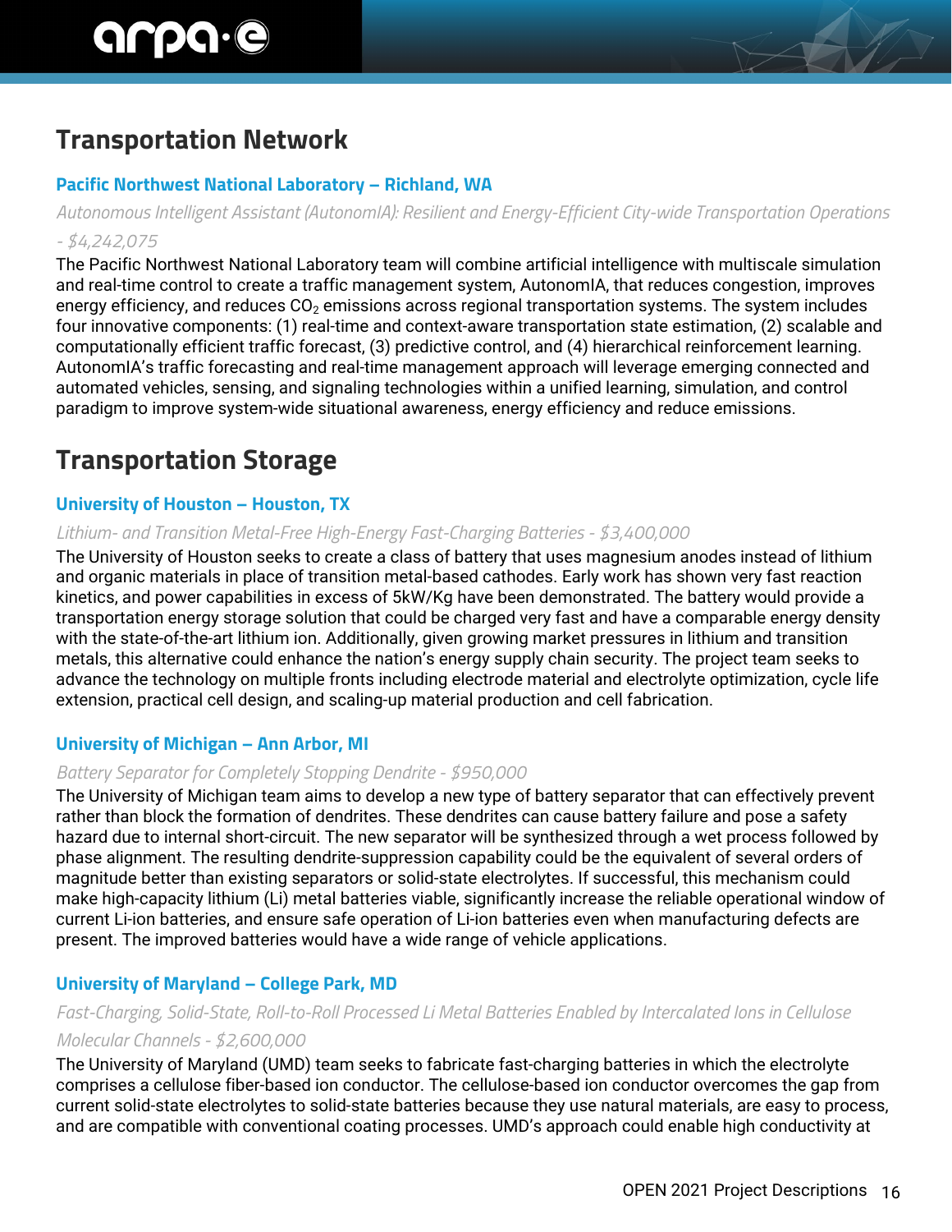## Transportation Network

### Pacific Northwest National Laboratory – Richland, WA

*Autonomous Intelligent Assistant (AutonomIA): Resilient and Energy-Efficient City-wide Transportation Operations - $4,242,075*

The Pacific Northwest National Laboratory team will combine artificial intelligence with multiscale simulation and real-time control to create a traffic management system, AutonomIA, that reduces congestion, improves energy efficiency, and reduces $CO_2$ emissions across regional transportation systems. The system includes four innovative components: (1) real-time and context-aware transportation state estimation, (2) scalable and computationally efficient traffic forecast, (3) predictive control, and (4) hierarchical reinforcement learning. AutonomIA's traffic forecasting and real-time management approach will leverage emerging connected and automated vehicles, sensing, and signaling technologies within a unified learning, simulation, and control paradigm to improve system-wide situational awareness, energy efficiency and reduce emissions.

## Transportation Storage

### University of Houston – Houston, TX

*Lithium- and Transition Metal-Free High-Energy Fast-Charging Batteries - $3,400,000*

The University of Houston seeks to create a class of battery that uses magnesium anodes instead of lithium and organic materials in place of transition metal-based cathodes. Early work has shown very fast reaction kinetics, and power capabilities in excess of 5kW/Kg have been demonstrated. The battery would provide a transportation energy storage solution that could be charged very fast and have a comparable energy density with the state-of-the-art lithium ion. Additionally, given growing market pressures in lithium and transition metals, this alternative could enhance the nation's energy supply chain security. The project team seeks to advance the technology on multiple fronts including electrode material and electrolyte optimization, cycle life extension, practical cell design, and scaling-up material production and cell fabrication.

### University of Michigan – Ann Arbor, MI

*Battery Separator for Completely Stopping Dendrite - $950,000*

The University of Michigan team aims to develop a new type of battery separator that can effectively prevent rather than block the formation of dendrites. These dendrites can cause battery failure and pose a safety hazard due to internal short-circuit. The new separator will be synthesized through a wet process followed by phase alignment. The resulting dendrite-suppression capability could be the equivalent of several orders of magnitude better than existing separators or solid-state electrolytes. If successful, this mechanism could make high-capacity lithium (Li) metal batteries viable, significantly increase the reliable operational window of current Li-ion batteries, and ensure safe operation of Li-ion batteries even when manufacturing defects are present. The improved batteries would have a wide range of vehicle applications.

### University of Maryland – College Park, MD

*Fast-Charging, Solid-State, Roll-to-Roll Processed Li Metal Batteries Enabled by Intercalated Ions in Cellulose Molecular Channels - $2,600,000*

The University of Maryland (UMD) team seeks to fabricate fast-charging batteries in which the electrolyte comprises a cellulose fiber-based ion conductor. The cellulose-based ion conductor overcomes the gap from current solid-state electrolytes to solid-state batteries because they use natural materials, are easy to process, and are compatible with conventional coating processes. UMD's approach could enable high conductivity at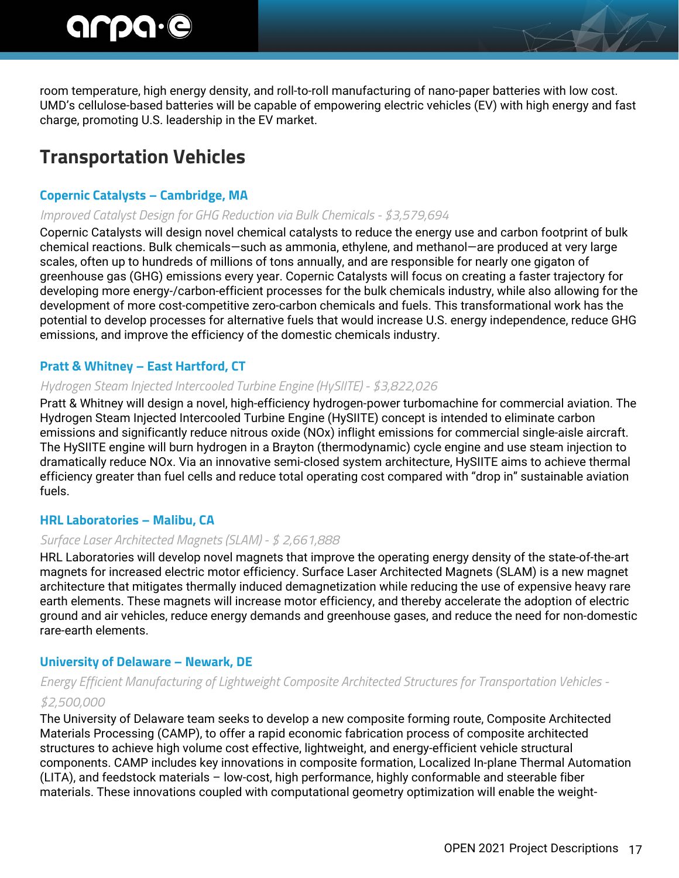room temperature, high energy density, and roll-to-roll manufacturing of nano-paper batteries with low cost. UMD's cellulose-based batteries will be capable of empowering electric vehicles (EV) with high energy and fast charge, promoting U.S. leadership in the EV market.

## Transportation Vehicles

### Copernic Catalysts – Cambridge, MA

*Improved Catalyst Design for GHG Reduction via Bulk Chemicals - $3,579,694*

Copernic Catalysts will design novel chemical catalysts to reduce the energy use and carbon footprint of bulk chemical reactions. Bulk chemicals—such as ammonia, ethylene, and methanol—are produced at very large scales, often up to hundreds of millions of tons annually, and are responsible for nearly one gigaton of greenhouse gas (GHG) emissions every year. Copernic Catalysts will focus on creating a faster trajectory for developing more energy-/carbon-efficient processes for the bulk chemicals industry, while also allowing for the development of more cost-competitive zero-carbon chemicals and fuels. This transformational work has the potential to develop processes for alternative fuels that would increase U.S. energy independence, reduce GHG emissions, and improve the efficiency of the domestic chemicals industry.

### Pratt & Whitney – East Hartford, CT

*Hydrogen Steam Injected Intercooled Turbine Engine (HySIITE) - $3,822,026*

Pratt & Whitney will design a novel, high-efficiency hydrogen-power turbomachine for commercial aviation. The Hydrogen Steam Injected Intercooled Turbine Engine (HySIITE) concept is intended to eliminate carbon emissions and significantly reduce nitrous oxide (NOx) inflight emissions for commercial single-aisle aircraft. The HySIITE engine will burn hydrogen in a Brayton (thermodynamic) cycle engine and use steam injection to dramatically reduce NOx. Via an innovative semi-closed system architecture, HySIITE aims to achieve thermal efficiency greater than fuel cells and reduce total operating cost compared with "drop in" sustainable aviation fuels.

### HRL Laboratories – Malibu, CA

*Surface Laser Architected Magnets (SLAM) - $ 2,661,888*

HRL Laboratories will develop novel magnets that improve the operating energy density of the state-of-the-art magnets for increased electric motor efficiency. Surface Laser Architected Magnets (SLAM) is a new magnet architecture that mitigates thermally induced demagnetization while reducing the use of expensive heavy rare earth elements. These magnets will increase motor efficiency, and thereby accelerate the adoption of electric ground and air vehicles, reduce energy demands and greenhouse gases, and reduce the need for non-domestic rare-earth elements.

### University of Delaware – Newark, DE

*Energy Efficient Manufacturing of Lightweight Composite Architected Structures for Transportation Vehicles - $2,500,000*

The University of Delaware team seeks to develop a new composite forming route, Composite Architected Materials Processing (CAMP), to offer a rapid economic fabrication process of composite architected structures to achieve high volume cost effective, lightweight, and energy-efficient vehicle structural components. CAMP includes key innovations in composite formation, Localized In-plane Thermal Automation (LITA), and feedstock materials – low-cost, high performance, highly conformable and steerable fiber materials. These innovations coupled with computational geometry optimization will enable the weight-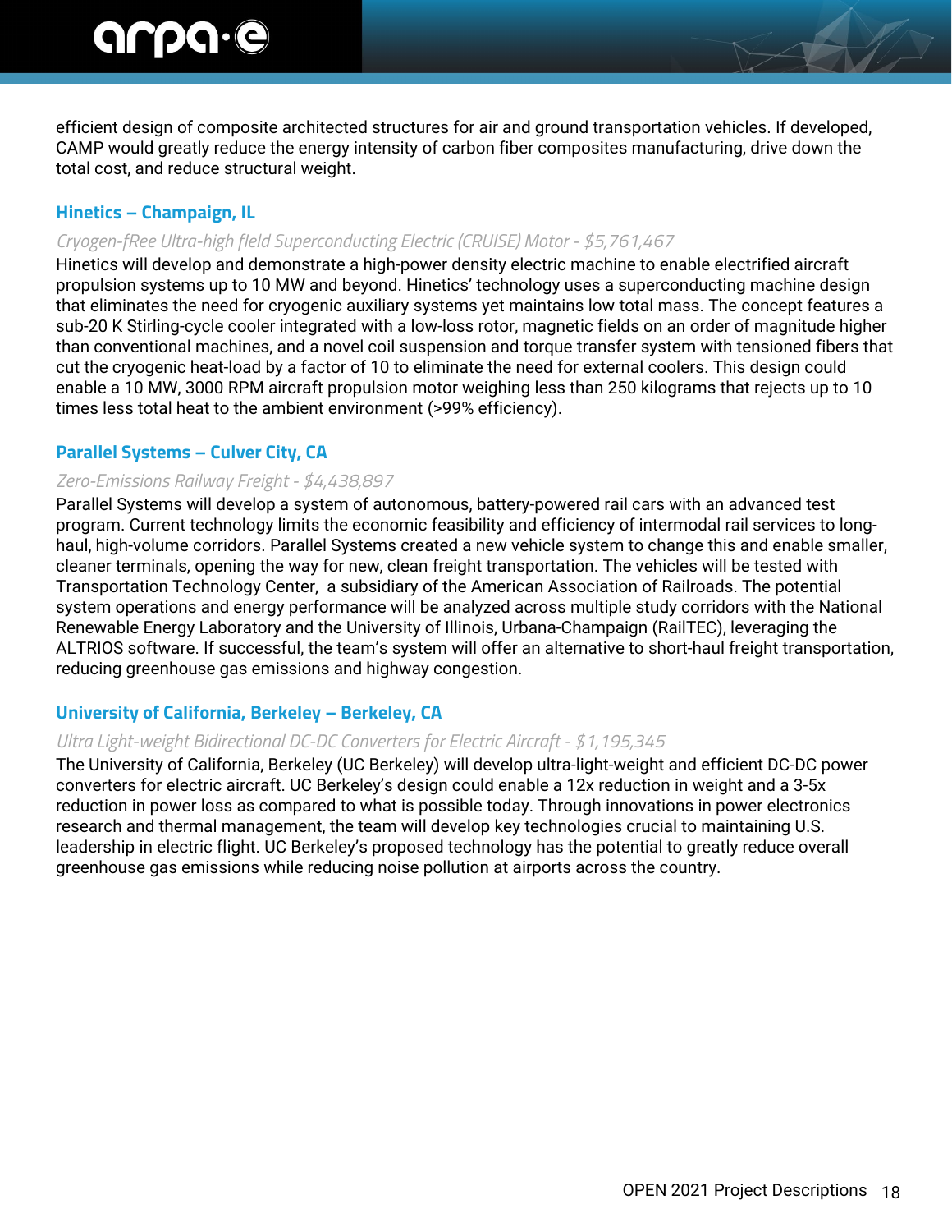efficient design of composite architected structures for air and ground transportation vehicles. If developed, CAMP would greatly reduce the energy intensity of carbon fiber composites manufacturing, drive down the total cost, and reduce structural weight.

### Hinetics – Champaign, IL

*Cryogen-fRee Ultra-high fIeld Superconducting Electric (CRUISE) Motor - $5,761,467*

Hinetics will develop and demonstrate a high-power density electric machine to enable electrified aircraft propulsion systems up to 10 MW and beyond. Hinetics' technology uses a superconducting machine design that eliminates the need for cryogenic auxiliary systems yet maintains low total mass. The concept features a sub-20 K Stirling-cycle cooler integrated with a low-loss rotor, magnetic fields on an order of magnitude higher than conventional machines, and a novel coil suspension and torque transfer system with tensioned fibers that cut the cryogenic heat-load by a factor of 10 to eliminate the need for external coolers. This design could enable a 10 MW, 3000 RPM aircraft propulsion motor weighing less than 250 kilograms that rejects up to 10 times less total heat to the ambient environment (>99% efficiency).

### Parallel Systems – Culver City, CA

*Zero-Emissions Railway Freight - $4,438,897*

Parallel Systems will develop a system of autonomous, battery-powered rail cars with an advanced test program. Current technology limits the economic feasibility and efficiency of intermodal rail services to long-haul, high-volume corridors. Parallel Systems created a new vehicle system to change this and enable smaller, cleaner terminals, opening the way for new, clean freight transportation. The vehicles will be tested with Transportation Technology Center, a subsidiary of the American Association of Railroads. The potential system operations and energy performance will be analyzed across multiple study corridors with the National Renewable Energy Laboratory and the University of Illinois, Urbana-Champaign (RailTEC), leveraging the ALTRIOS software. If successful, the team's system will offer an alternative to short-haul freight transportation, reducing greenhouse gas emissions and highway congestion.

### University of California, Berkeley – Berkeley, CA

*Ultra Light-weight Bidirectional DC-DC Converters for Electric Aircraft - $1,195,345*

The University of California, Berkeley (UC Berkeley) will develop ultra-light-weight and efficient DC-DC power converters for electric aircraft. UC Berkeley's design could enable a 12x reduction in weight and a 3-5x reduction in power loss as compared to what is possible today. Through innovations in power electronics research and thermal management, the team will develop key technologies crucial to maintaining U.S. leadership in electric flight. UC Berkeley's proposed technology has the potential to greatly reduce overall greenhouse gas emissions while reducing noise pollution at airports across the country.